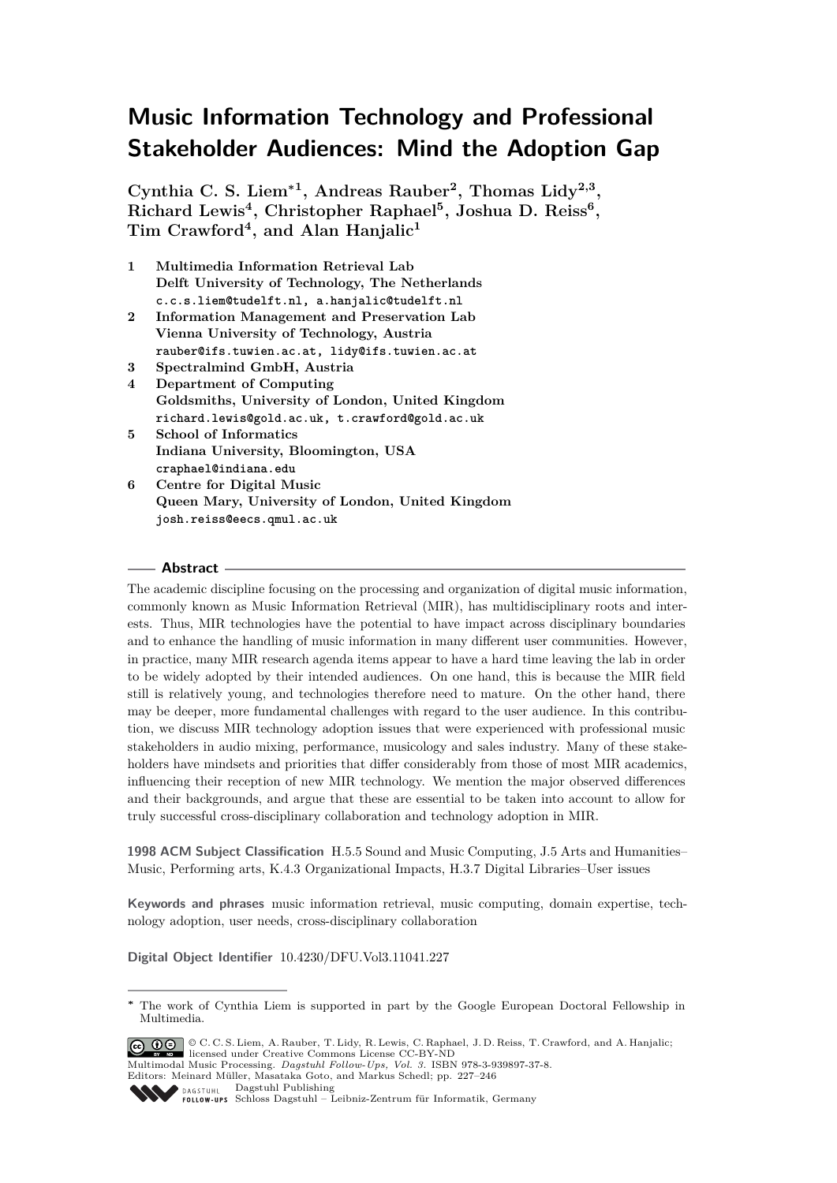# Music Information Technology and Professional Stakeholder Audiences: Mind the Adoption Gap

**Cynthia C. S. Liem*[1], Andreas Rauber[2], Thomas Lidy[2,3], Richard Lewis[4], Christopher Raphael[5], Joshua D. Reiss[6], Tim Crawford[4], and Alan Hanjalic[1]**

1. **Multimedia Information Retrieval Lab**
   **Delft University of Technology, The Netherlands**
   `c.c.s.liem@tudelft.nl, a.hanjalic@tudelft.nl`
2. **Information Management and Preservation Lab**
   **Vienna University of Technology, Austria**
   `rauber@ifs.tuwien.ac.at, lidy@ifs.tuwien.ac.at`
3. **Spectralmind GmbH, Austria**
4. **Department of Computing**
   **Goldsmiths, University of London, United Kingdom**
   `richard.lewis@gold.ac.uk, t.crawford@gold.ac.uk`
5. **School of Informatics**
   **Indiana University, Bloomington, USA**
   `craphael@indiana.edu`
6. **Centre for Digital Music**
   **Queen Mary, University of London, United Kingdom**
   `josh.reiss@eecs.qmul.ac.uk`

## Abstract

The academic discipline focusing on the processing and organization of digital music information, commonly known as Music Information Retrieval (MIR), has multidisciplinary roots and interests. Thus, MIR technologies have the potential to have impact across disciplinary boundaries and to enhance the handling of music information in many different user communities. However, in practice, many MIR research agenda items appear to have a hard time leaving the lab in order to be widely adopted by their intended audiences. On one hand, this is because the MIR field still is relatively young, and technologies therefore need to mature. On the other hand, there may be deeper, more fundamental challenges with regard to the user audience. In this contribution, we discuss MIR technology adoption issues that were experienced with professional music stakeholders in audio mixing, performance, musicology and sales industry. Many of these stakeholders have mindsets and priorities that differ considerably from those of most MIR academics, influencing their reception of new MIR technology. We mention the major observed differences and their backgrounds, and argue that these are essential to be taken into account to allow for truly successful cross-disciplinary collaboration and technology adoption in MIR.

**1998 ACM Subject Classification** H.5.5 Sound and Music Computing, J.5 Arts and Humanities–Music, Performing arts, K.4.3 Organizational Impacts, H.3.7 Digital Libraries–User issues

**Keywords and phrases** music information retrieval, music computing, domain expertise, technology adoption, user needs, cross-disciplinary collaboration

**Digital Object Identifier** 10.4230/DFU.Vol3.11041.227

* The work of Cynthia Liem is supported in part by the Google European Doctoral Fellowship in Multimedia.

© C. C. S. Liem, A. Rauber, T. Lidy, R. Lewis, C. Raphael, J. D. Reiss, T. Crawford, and A. Hanjalic; licensed under Creative Commons License CC-BY-ND
Multimodal Music Processing. *Dagstuhl Follow-Ups, Vol. 3.* ISBN 978-3-939897-37-8.
Editors: Meinard Müller, Masataka Goto, and Markus Schedl; pp. 227–246
Dagstuhl Publishing
Schloss Dagstuhl – Leibniz-Zentrum für Informatik, Germany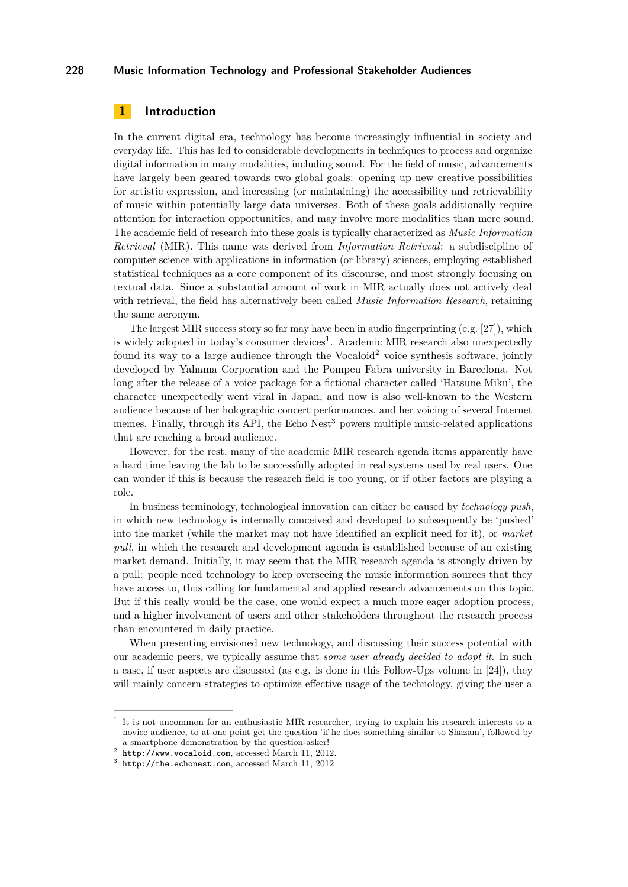## 1 Introduction

In the current digital era, technology has become increasingly influential in society and everyday life. This has led to considerable developments in techniques to process and organize digital information in many modalities, including sound. For the field of music, advancements have largely been geared towards two global goals: opening up new creative possibilities for artistic expression, and increasing (or maintaining) the accessibility and retrievability of music within potentially large data universes. Both of these goals additionally require attention for interaction opportunities, and may involve more modalities than mere sound. The academic field of research into these goals is typically characterized as *Music Information Retrieval* (MIR). This name was derived from *Information Retrieval*: a subdiscipline of computer science with applications in information (or library) sciences, employing established statistical techniques as a core component of its discourse, and most strongly focusing on textual data. Since a substantial amount of work in MIR actually does not actively deal with retrieval, the field has alternatively been called *Music Information Research*, retaining the same acronym.

The largest MIR success story so far may have been in audio fingerprinting (e.g. [27]), which is widely adopted in today's consumer devices[1]. Academic MIR research also unexpectedly found its way to a large audience through the Vocaloid[2] voice synthesis software, jointly developed by Yahama Corporation and the Pompeu Fabra university in Barcelona. Not long after the release of a voice package for a fictional character called 'Hatsune Miku', the character unexpectedly went viral in Japan, and now is also well-known to the Western audience because of her holographic concert performances, and her voicing of several Internet memes. Finally, through its API, the Echo Nest[3] powers multiple music-related applications that are reaching a broad audience.

However, for the rest, many of the academic MIR research agenda items apparently have a hard time leaving the lab to be successfully adopted in real systems used by real users. One can wonder if this is because the research field is too young, or if other factors are playing a role.

In business terminology, technological innovation can either be caused by *technology push*, in which new technology is internally conceived and developed to subsequently be 'pushed' into the market (while the market may not have identified an explicit need for it), or *market pull*, in which the research and development agenda is established because of an existing market demand. Initially, it may seem that the MIR research agenda is strongly driven by a pull: people need technology to keep overseeing the music information sources that they have access to, thus calling for fundamental and applied research advancements on this topic. But if this really would be the case, one would expect a much more eager adoption process, and a higher involvement of users and other stakeholders throughout the research process than encountered in daily practice.

When presenting envisioned new technology, and discussing their success potential with our academic peers, we typically assume that *some user already decided to adopt it*. In such a case, if user aspects are discussed (as e.g. is done in this Follow-Ups volume in [24]), they will mainly concern strategies to optimize effective usage of the technology, giving the user a

---

[1] It is not uncommon for an enthusiastic MIR researcher, trying to explain his research interests to a novice audience, to at one point get the question 'if he does something similar to Shazam', followed by a smartphone demonstration by the question-asker!

[2] http://www.vocaloid.com, accessed March 11, 2012.

[3] http://the.echonest.com, accessed March 11, 2012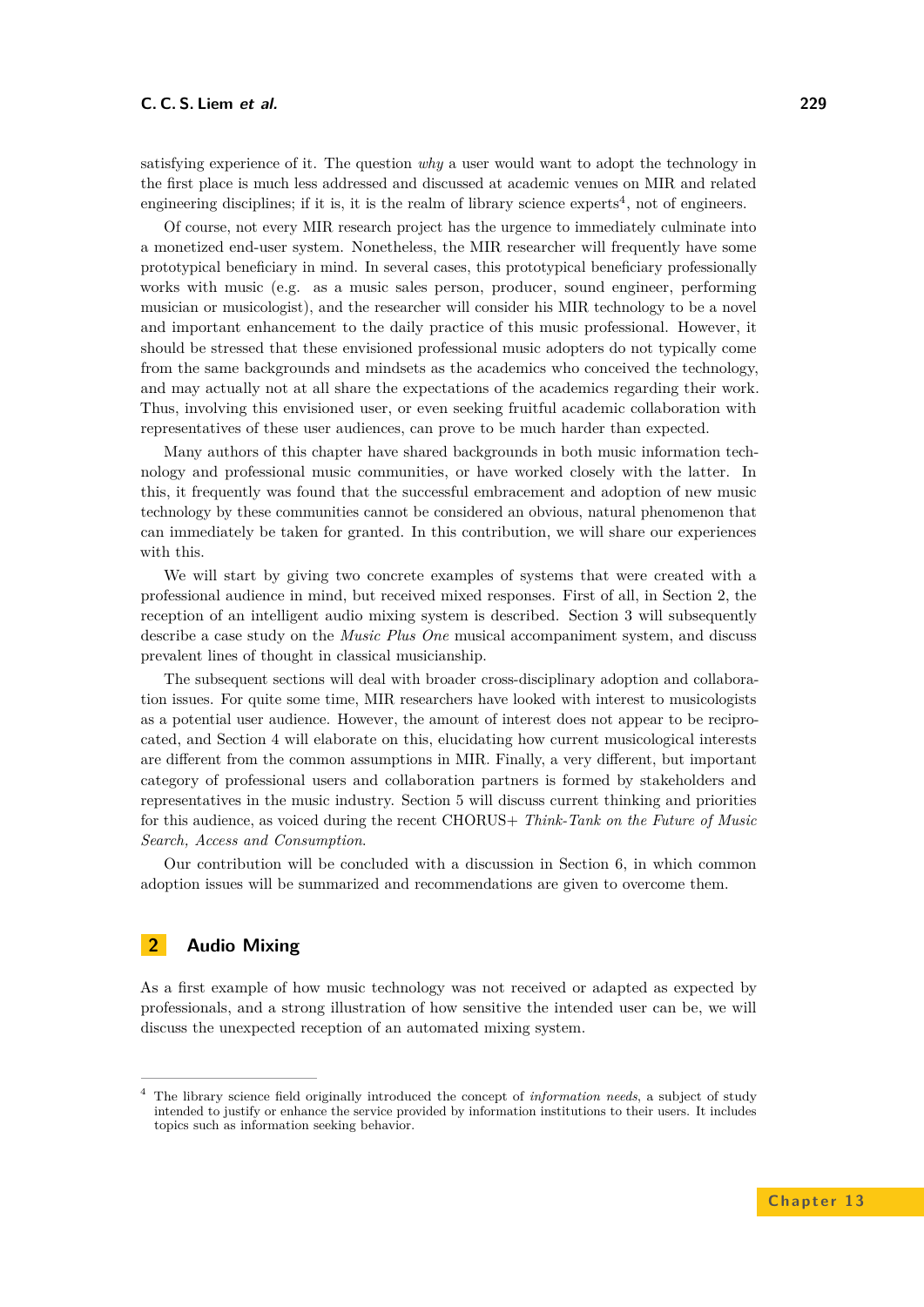satisfying experience of it. The question *why* a user would want to adopt the technology in the first place is much less addressed and discussed at academic venues on MIR and related engineering disciplines; if it is, it is the realm of library science experts[4], not of engineers.

Of course, not every MIR research project has the urgence to immediately culminate into a monetized end-user system. Nonetheless, the MIR researcher will frequently have some prototypical beneficiary in mind. In several cases, this prototypical beneficiary professionally works with music (e.g. as a music sales person, producer, sound engineer, performing musician or musicologist), and the researcher will consider his MIR technology to be a novel and important enhancement to the daily practice of this music professional. However, it should be stressed that these envisioned professional music adopters do not typically come from the same backgrounds and mindsets as the academics who conceived the technology, and may actually not at all share the expectations of the academics regarding their work. Thus, involving this envisioned user, or even seeking fruitful academic collaboration with representatives of these user audiences, can prove to be much harder than expected.

Many authors of this chapter have shared backgrounds in both music information technology and professional music communities, or have worked closely with the latter. In this, it frequently was found that the successful embracement and adoption of new music technology by these communities cannot be considered an obvious, natural phenomenon that can immediately be taken for granted. In this contribution, we will share our experiences with this.

We will start by giving two concrete examples of systems that were created with a professional audience in mind, but received mixed responses. First of all, in Section 2, the reception of an intelligent audio mixing system is described. Section 3 will subsequently describe a case study on the *Music Plus One* musical accompaniment system, and discuss prevalent lines of thought in classical musicianship.

The subsequent sections will deal with broader cross-disciplinary adoption and collaboration issues. For quite some time, MIR researchers have looked with interest to musicologists as a potential user audience. However, the amount of interest does not appear to be reciprocated, and Section 4 will elaborate on this, elucidating how current musicological interests are different from the common assumptions in MIR. Finally, a very different, but important category of professional users and collaboration partners is formed by stakeholders and representatives in the music industry. Section 5 will discuss current thinking and priorities for this audience, as voiced during the recent CHORUS+ *Think-Tank on the Future of Music Search, Access and Consumption*.

Our contribution will be concluded with a discussion in Section 6, in which common adoption issues will be summarized and recommendations are given to overcome them.

## 2 Audio Mixing

As a first example of how music technology was not received or adapted as expected by professionals, and a strong illustration of how sensitive the intended user can be, we will discuss the unexpected reception of an automated mixing system.

[4] The library science field originally introduced the concept of *information needs*, a subject of study intended to justify or enhance the service provided by information institutions to their users. It includes topics such as information seeking behavior.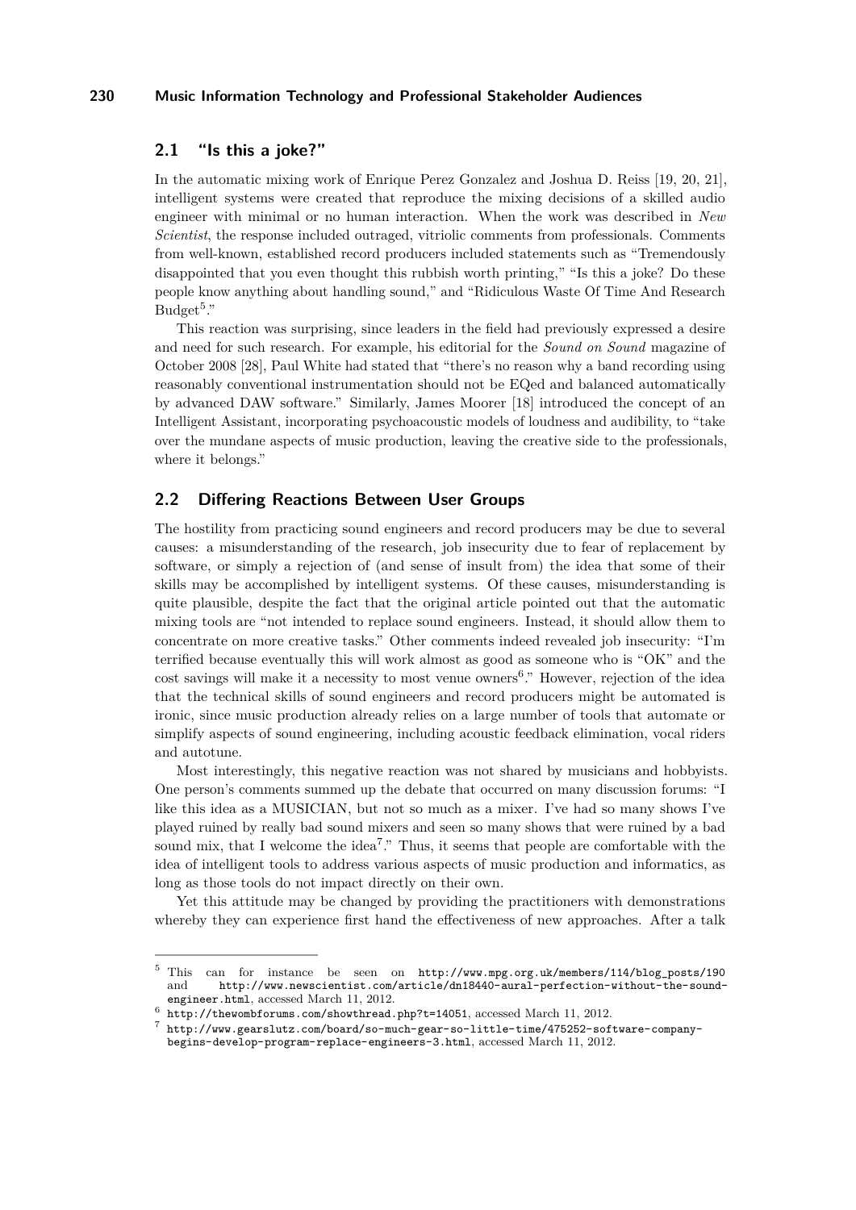## 2.1 "Is this a joke?"

In the automatic mixing work of Enrique Perez Gonzalez and Joshua D. Reiss [19, 20, 21], intelligent systems were created that reproduce the mixing decisions of a skilled audio engineer with minimal or no human interaction. When the work was described in *New Scientist*, the response included outraged, vitriolic comments from professionals. Comments from well-known, established record producers included statements such as "Tremendously disappointed that you even thought this rubbish worth printing," "Is this a joke? Do these people know anything about handling sound," and "Ridiculous Waste Of Time And Research Budget[5]."

This reaction was surprising, since leaders in the field had previously expressed a desire and need for such research. For example, his editorial for the *Sound on Sound* magazine of October 2008 [28], Paul White had stated that "there's no reason why a band recording using reasonably conventional instrumentation should not be EQed and balanced automatically by advanced DAW software." Similarly, James Moorer [18] introduced the concept of an Intelligent Assistant, incorporating psychoacoustic models of loudness and audibility, to "take over the mundane aspects of music production, leaving the creative side to the professionals, where it belongs."

## 2.2 Differing Reactions Between User Groups

The hostility from practicing sound engineers and record producers may be due to several causes: a misunderstanding of the research, job insecurity due to fear of replacement by software, or simply a rejection of (and sense of insult from) the idea that some of their skills may be accomplished by intelligent systems. Of these causes, misunderstanding is quite plausible, despite the fact that the original article pointed out that the automatic mixing tools are "not intended to replace sound engineers. Instead, it should allow them to concentrate on more creative tasks." Other comments indeed revealed job insecurity: "I'm terrified because eventually this will work almost as good as someone who is "OK" and the cost savings will make it a necessity to most venue owners[6]." However, rejection of the idea that the technical skills of sound engineers and record producers might be automated is ironic, since music production already relies on a large number of tools that automate or simplify aspects of sound engineering, including acoustic feedback elimination, vocal riders and autotune.

Most interestingly, this negative reaction was not shared by musicians and hobbyists. One person's comments summed up the debate that occurred on many discussion forums: "I like this idea as a MUSICIAN, but not so much as a mixer. I've had so many shows I've played ruined by really bad sound mixers and seen so many shows that were ruined by a bad sound mix, that I welcome the idea[7]." Thus, it seems that people are comfortable with the idea of intelligent tools to address various aspects of music production and informatics, as long as those tools do not impact directly on their own.

Yet this attitude may be changed by providing the practitioners with demonstrations whereby they can experience first hand the effectiveness of new approaches. After a talk

---

[5] This can for instance be seen on http://www.mpg.org.uk/members/114/blog_posts/190 and http://www.newscientist.com/article/dn18440-aural-perfection-without-the-sound-engineer.html, accessed March 11, 2012.

[6] http://thewombforums.com/showthread.php?t=14051, accessed March 11, 2012.

[7] http://www.gearslutz.com/board/so-much-gear-so-little-time/475252-software-company-begins-develop-program-replace-engineers-3.html, accessed March 11, 2012.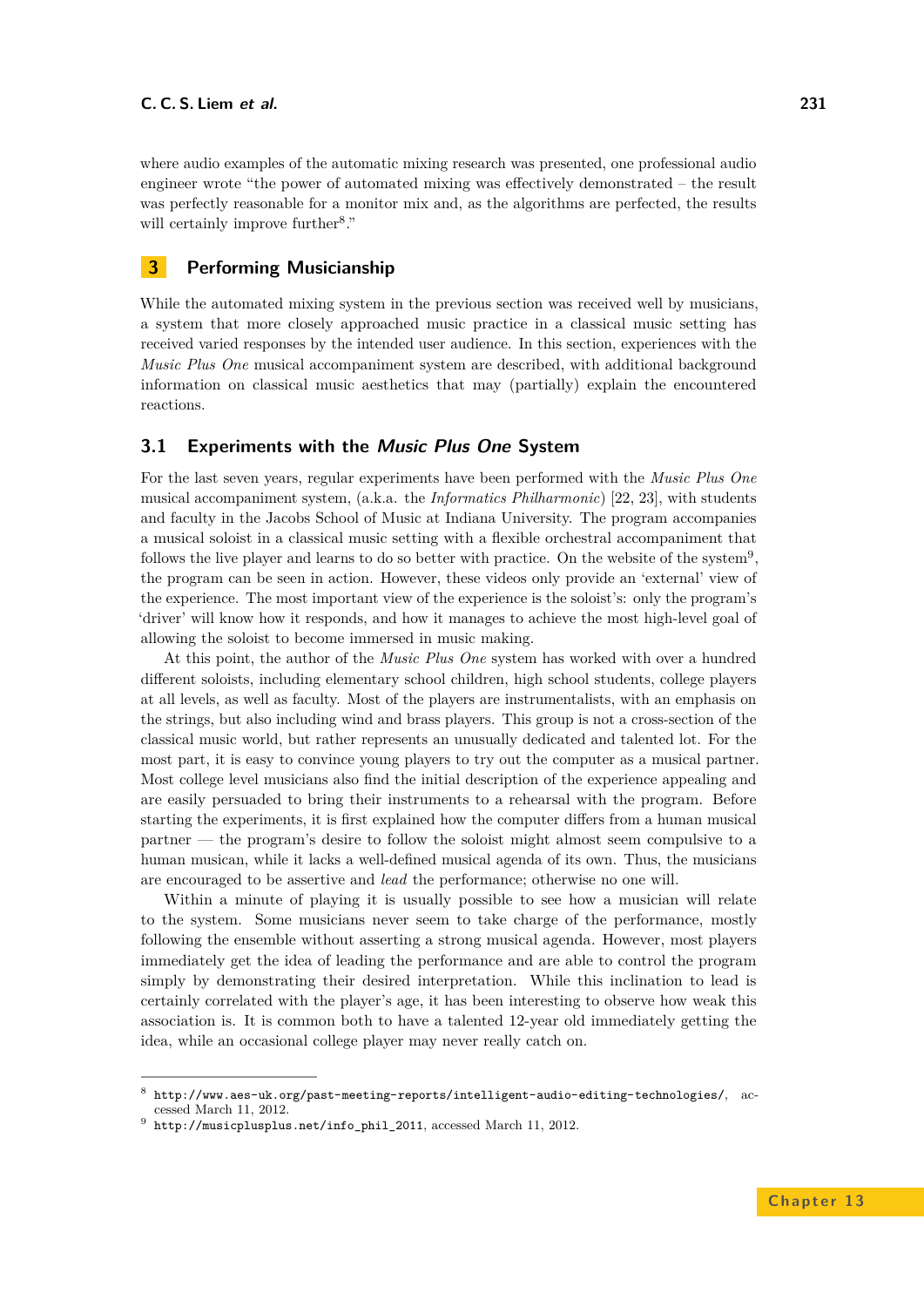where audio examples of the automatic mixing research was presented, one professional audio engineer wrote "the power of automated mixing was effectively demonstrated – the result was perfectly reasonable for a monitor mix and, as the algorithms are perfected, the results will certainly improve further[8]."

## 3 Performing Musicianship

While the automated mixing system in the previous section was received well by musicians, a system that more closely approached music practice in a classical music setting has received varied responses by the intended user audience. In this section, experiences with the *Music Plus One* musical accompaniment system are described, with additional background information on classical music aesthetics that may (partially) explain the encountered reactions.

### 3.1 Experiments with the *Music Plus One* System

For the last seven years, regular experiments have been performed with the *Music Plus One* musical accompaniment system, (a.k.a. the *Informatics Philharmonic*) [22, 23], with students and faculty in the Jacobs School of Music at Indiana University. The program accompanies a musical soloist in a classical music setting with a flexible orchestral accompaniment that follows the live player and learns to do so better with practice. On the website of the system[9], the program can be seen in action. However, these videos only provide an 'external' view of the experience. The most important view of the experience is the soloist's: only the program's 'driver' will know how it responds, and how it manages to achieve the most high-level goal of allowing the soloist to become immersed in music making.

At this point, the author of the *Music Plus One* system has worked with over a hundred different soloists, including elementary school children, high school students, college players at all levels, as well as faculty. Most of the players are instrumentalists, with an emphasis on the strings, but also including wind and brass players. This group is not a cross-section of the classical music world, but rather represents an unusually dedicated and talented lot. For the most part, it is easy to convince young players to try out the computer as a musical partner. Most college level musicians also find the initial description of the experience appealing and are easily persuaded to bring their instruments to a rehearsal with the program. Before starting the experiments, it is first explained how the computer differs from a human musical partner — the program's desire to follow the soloist might almost seem compulsive to a human musican, while it lacks a well-defined musical agenda of its own. Thus, the musicians are encouraged to be assertive and *lead* the performance; otherwise no one will.

Within a minute of playing it is usually possible to see how a musician will relate to the system. Some musicians never seem to take charge of the performance, mostly following the ensemble without asserting a strong musical agenda. However, most players immediately get the idea of leading the performance and are able to control the program simply by demonstrating their desired interpretation. While this inclination to lead is certainly correlated with the player's age, it has been interesting to observe how weak this association is. It is common both to have a talented 12-year old immediately getting the idea, while an occasional college player may never really catch on.

[8] http://www.aes-uk.org/past-meeting-reports/intelligent-audio-editing-technologies/, accessed March 11, 2012.

[9] http://musicplusplus.net/info_phil_2011, accessed March 11, 2012.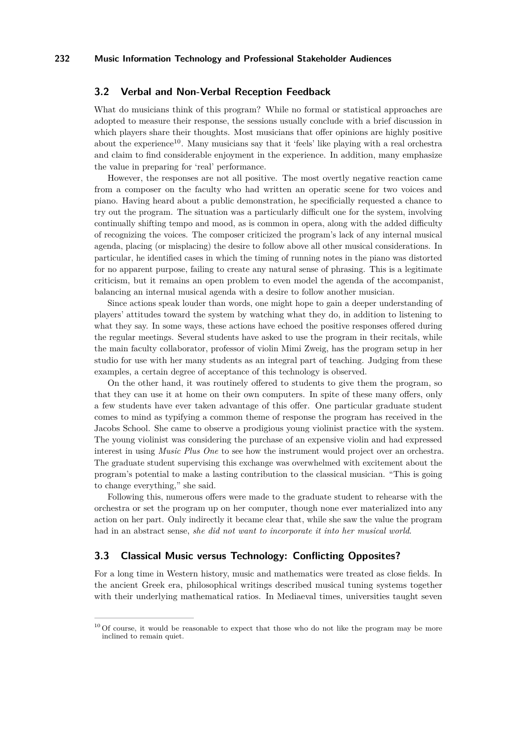### 3.2 Verbal and Non-Verbal Reception Feedback

What do musicians think of this program? While no formal or statistical approaches are adopted to measure their response, the sessions usually conclude with a brief discussion in which players share their thoughts. Most musicians that offer opinions are highly positive about the experience[10]. Many musicians say that it 'feels' like playing with a real orchestra and claim to find considerable enjoyment in the experience. In addition, many emphasize the value in preparing for 'real' performance.

However, the responses are not all positive. The most overtly negative reaction came from a composer on the faculty who had written an operatic scene for two voices and piano. Having heard about a public demonstration, he specificially requested a chance to try out the program. The situation was a particularly difficult one for the system, involving continually shifting tempo and mood, as is common in opera, along with the added difficulty of recognizing the voices. The composer criticized the program's lack of any internal musical agenda, placing (or misplacing) the desire to follow above all other musical considerations. In particular, he identified cases in which the timing of running notes in the piano was distorted for no apparent purpose, failing to create any natural sense of phrasing. This is a legitimate criticism, but it remains an open problem to even model the agenda of the accompanist, balancing an internal musical agenda with a desire to follow another musician.

Since actions speak louder than words, one might hope to gain a deeper understanding of players' attitudes toward the system by watching what they do, in addition to listening to what they say. In some ways, these actions have echoed the positive responses offered during the regular meetings. Several students have asked to use the program in their recitals, while the main faculty collaborator, professor of violin Mimi Zweig, has the program setup in her studio for use with her many students as an integral part of teaching. Judging from these examples, a certain degree of acceptance of this technology is observed.

On the other hand, it was routinely offered to students to give them the program, so that they can use it at home on their own computers. In spite of these many offers, only a few students have ever taken advantage of this offer. One particular graduate student comes to mind as typifying a common theme of response the program has received in the Jacobs School. She came to observe a prodigious young violinist practice with the system. The young violinist was considering the purchase of an expensive violin and had expressed interest in using *Music Plus One* to see how the instrument would project over an orchestra. The graduate student supervising this exchange was overwhelmed with excitement about the program's potential to make a lasting contribution to the classical musician. "This is going to change everything," she said.

Following this, numerous offers were made to the graduate student to rehearse with the orchestra or set the program up on her computer, though none ever materialized into any action on her part. Only indirectly it became clear that, while she saw the value the program had in an abstract sense, *she did not want to incorporate it into her musical world*.

### 3.3 Classical Music versus Technology: Conflicting Opposites?

For a long time in Western history, music and mathematics were treated as close fields. In the ancient Greek era, philosophical writings described musical tuning systems together with their underlying mathematical ratios. In Mediaeval times, universities taught seven

[10] Of course, it would be reasonable to expect that those who do not like the program may be more inclined to remain quiet.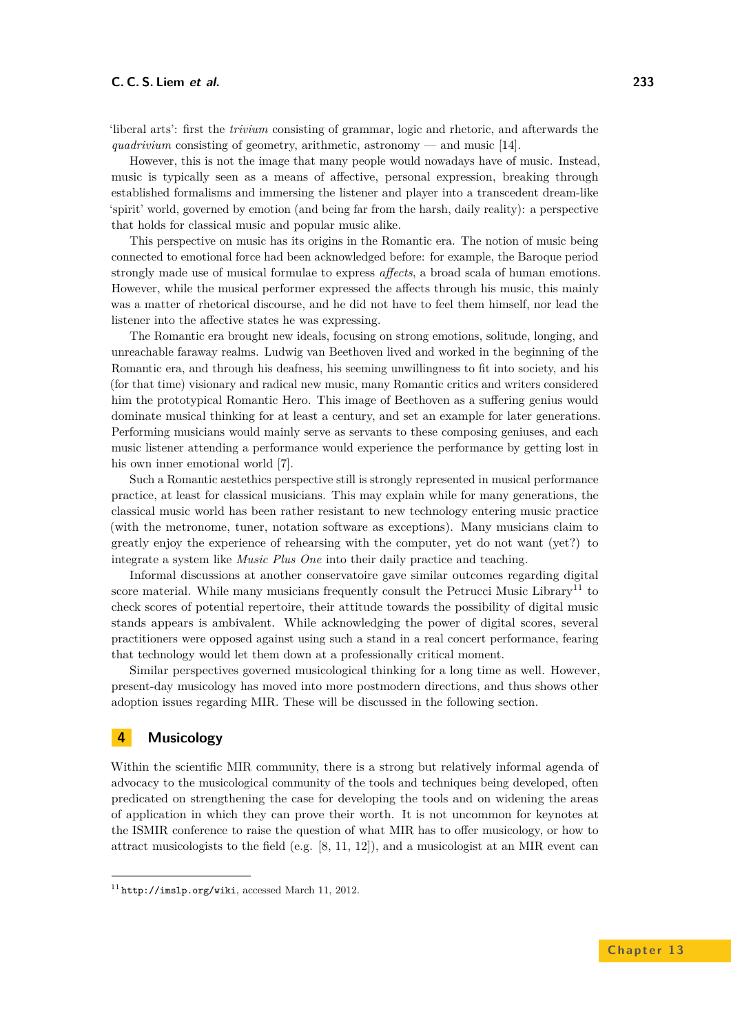'liberal arts': first the *trivium* consisting of grammar, logic and rhetoric, and afterwards the *quadrivium* consisting of geometry, arithmetic, astronomy — and music [14].

However, this is not the image that many people would nowadays have of music. Instead, music is typically seen as a means of affective, personal expression, breaking through established formalisms and immersing the listener and player into a transcedent dream-like 'spirit' world, governed by emotion (and being far from the harsh, daily reality): a perspective that holds for classical music and popular music alike.

This perspective on music has its origins in the Romantic era. The notion of music being connected to emotional force had been acknowledged before: for example, the Baroque period strongly made use of musical formulae to express *affects*, a broad scala of human emotions. However, while the musical performer expressed the affects through his music, this mainly was a matter of rhetorical discourse, and he did not have to feel them himself, nor lead the listener into the affective states he was expressing.

The Romantic era brought new ideals, focusing on strong emotions, solitude, longing, and unreachable faraway realms. Ludwig van Beethoven lived and worked in the beginning of the Romantic era, and through his deafness, his seeming unwillingness to fit into society, and his (for that time) visionary and radical new music, many Romantic critics and writers considered him the prototypical Romantic Hero. This image of Beethoven as a suffering genius would dominate musical thinking for at least a century, and set an example for later generations. Performing musicians would mainly serve as servants to these composing geniuses, and each music listener attending a performance would experience the performance by getting lost in his own inner emotional world [7].

Such a Romantic aesthetics perspective still is strongly represented in musical performance practice, at least for classical musicians. This may explain while for many generations, the classical music world has been rather resistant to new technology entering music practice (with the metronome, tuner, notation software as exceptions). Many musicians claim to greatly enjoy the experience of rehearsing with the computer, yet do not want (yet?) to integrate a system like *Music Plus One* into their daily practice and teaching.

Informal discussions at another conservatoire gave similar outcomes regarding digital score material. While many musicians frequently consult the Petrucci Music Library[11] to check scores of potential repertoire, their attitude towards the possibility of digital music stands appears is ambivalent. While acknowledging the power of digital scores, several practitioners were opposed against using such a stand in a real concert performance, fearing that technology would let them down at a professionally critical moment.

Similar perspectives governed musicological thinking for a long time as well. However, present-day musicology has moved into more postmodern directions, and thus shows other adoption issues regarding MIR. These will be discussed in the following section.

## 4 Musicology

Within the scientific MIR community, there is a strong but relatively informal agenda of advocacy to the musicological community of the tools and techniques being developed, often predicated on strengthening the case for developing the tools and on widening the areas of application in which they can prove their worth. It is not uncommon for keynotes at the ISMIR conference to raise the question of what MIR has to offer musicology, or how to attract musicologists to the field (e.g. [8, 11, 12]), and a musicologist at an MIR event can

[11] http://imslp.org/wiki, accessed March 11, 2012.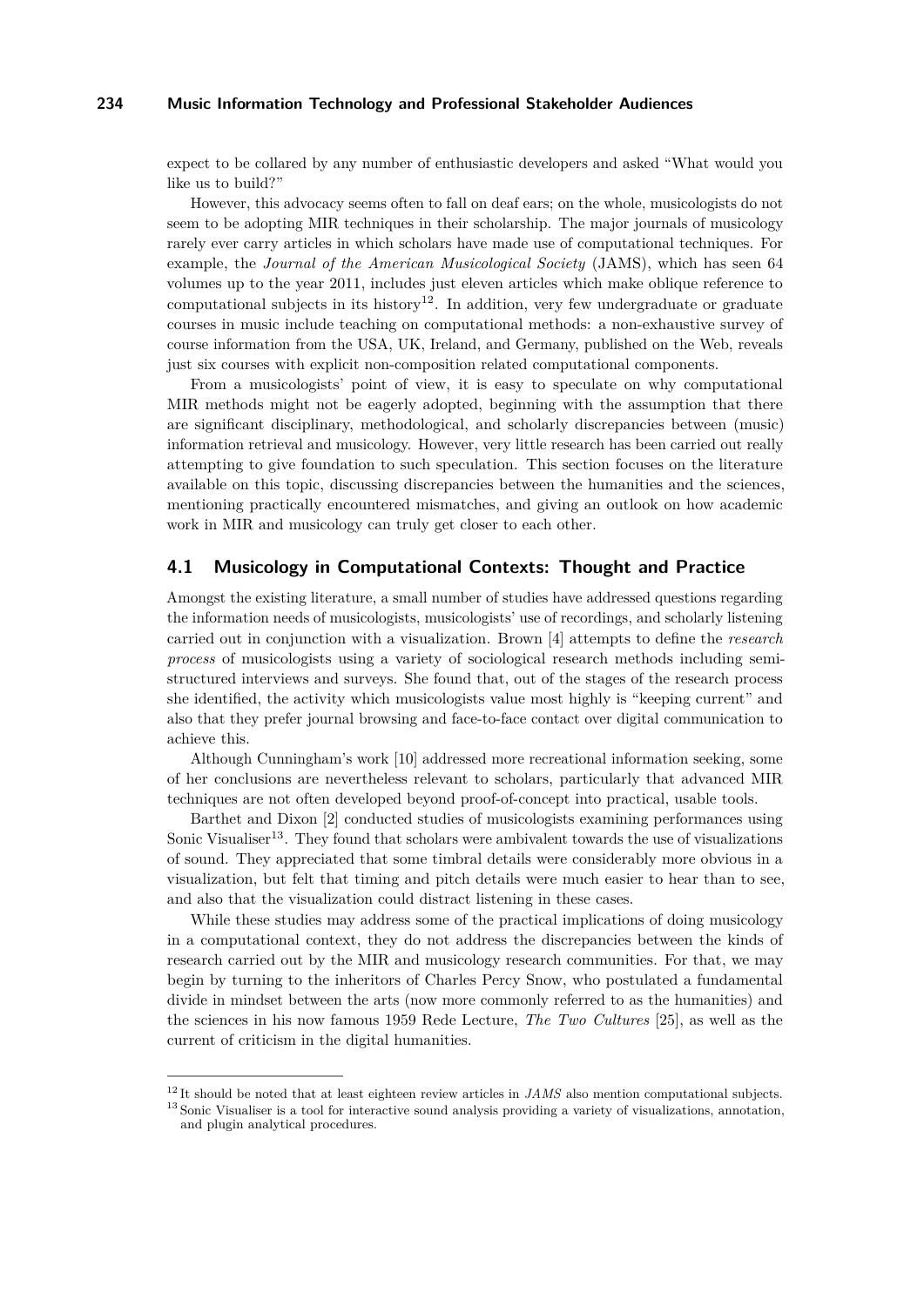expect to be collared by any number of enthusiastic developers and asked "What would you like us to build?"

However, this advocacy seems often to fall on deaf ears; on the whole, musicologists do not seem to be adopting MIR techniques in their scholarship. The major journals of musicology rarely ever carry articles in which scholars have made use of computational techniques. For example, the *Journal of the American Musicological Society* (JAMS), which has seen 64 volumes up to the year 2011, includes just eleven articles which make oblique reference to computational subjects in its history[12]. In addition, very few undergraduate or graduate courses in music include teaching on computational methods: a non-exhaustive survey of course information from the USA, UK, Ireland, and Germany, published on the Web, reveals just six courses with explicit non-composition related computational components.

From a musicologists' point of view, it is easy to speculate on why computational MIR methods might not be eagerly adopted, beginning with the assumption that there are significant disciplinary, methodological, and scholarly discrepancies between (music) information retrieval and musicology. However, very little research has been carried out really attempting to give foundation to such speculation. This section focuses on the literature available on this topic, discussing discrepancies between the humanities and the sciences, mentioning practically encountered mismatches, and giving an outlook on how academic work in MIR and musicology can truly get closer to each other.

## 4.1 Musicology in Computational Contexts: Thought and Practice

Amongst the existing literature, a small number of studies have addressed questions regarding the information needs of musicologists, musicologists' use of recordings, and scholarly listening carried out in conjunction with a visualization. Brown [4] attempts to define the *research process* of musicologists using a variety of sociological research methods including semi-structured interviews and surveys. She found that, out of the stages of the research process she identified, the activity which musicologists value most highly is "keeping current" and also that they prefer journal browsing and face-to-face contact over digital communication to achieve this.

Although Cunningham's work [10] addressed more recreational information seeking, some of her conclusions are nevertheless relevant to scholars, particularly that advanced MIR techniques are not often developed beyond proof-of-concept into practical, usable tools.

Barthet and Dixon [2] conducted studies of musicologists examining performances using Sonic Visualiser[13]. They found that scholars were ambivalent towards the use of visualizations of sound. They appreciated that some timbral details were considerably more obvious in a visualization, but felt that timing and pitch details were much easier to hear than to see, and also that the visualization could distract listening in these cases.

While these studies may address some of the practical implications of doing musicology in a computational context, they do not address the discrepancies between the kinds of research carried out by the MIR and musicology research communities. For that, we may begin by turning to the inheritors of Charles Percy Snow, who postulated a fundamental divide in mindset between the arts (now more commonly referred to as the humanities) and the sciences in his now famous 1959 Rede Lecture, *The Two Cultures* [25], as well as the current of criticism in the digital humanities.

[12] It should be noted that at least eighteen review articles in *JAMS* also mention computational subjects.

[13] Sonic Visualiser is a tool for interactive sound analysis providing a variety of visualizations, annotation, and plugin analytical procedures.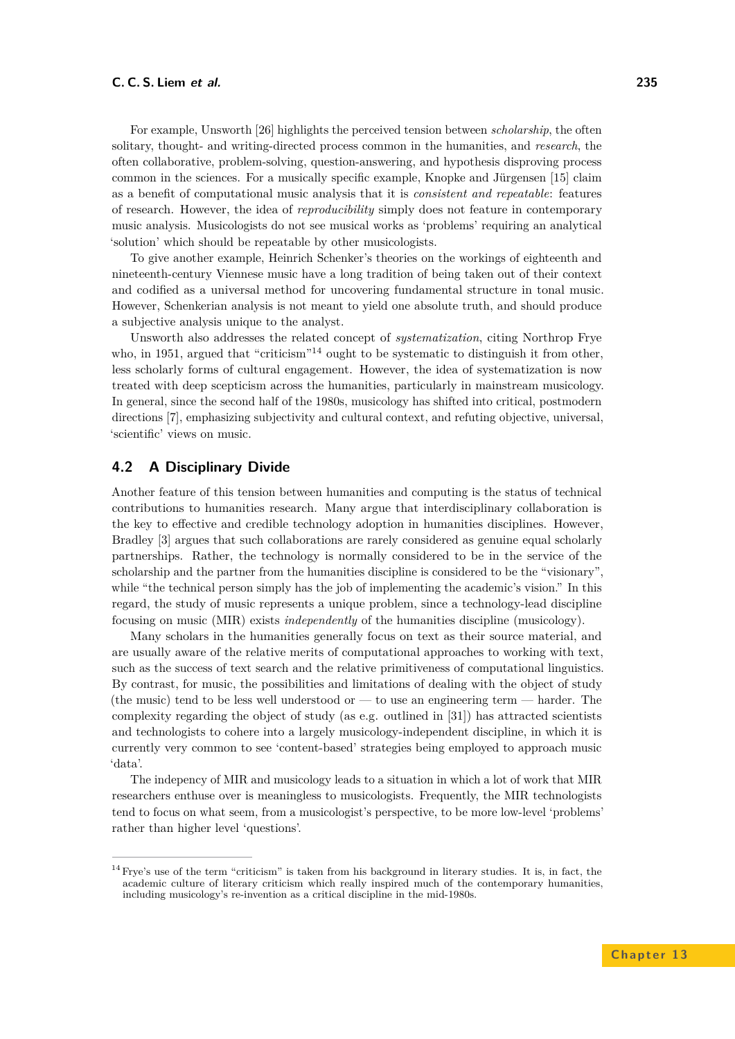For example, Unsworth [26] highlights the perceived tension between *scholarship*, the often solitary, thought- and writing-directed process common in the humanities, and *research*, the often collaborative, problem-solving, question-answering, and hypothesis disproving process common in the sciences. For a musically specific example, Knopke and Jürgensen [15] claim as a benefit of computational music analysis that it is *consistent and repeatable*: features of research. However, the idea of *reproducibility* simply does not feature in contemporary music analysis. Musicologists do not see musical works as 'problems' requiring an analytical 'solution' which should be repeatable by other musicologists.

To give another example, Heinrich Schenker's theories on the workings of eighteenth and nineteenth-century Viennese music have a long tradition of being taken out of their context and codified as a universal method for uncovering fundamental structure in tonal music. However, Schenkerian analysis is not meant to yield one absolute truth, and should produce a subjective analysis unique to the analyst.

Unsworth also addresses the related concept of *systematization*, citing Northrop Frye who, in 1951, argued that "criticism"[14] ought to be systematic to distinguish it from other, less scholarly forms of cultural engagement. However, the idea of systematization is now treated with deep scepticism across the humanities, particularly in mainstream musicology. In general, since the second half of the 1980s, musicology has shifted into critical, postmodern directions [7], emphasizing subjectivity and cultural context, and refuting objective, universal, 'scientific' views on music.

## 4.2 A Disciplinary Divide

Another feature of this tension between humanities and computing is the status of technical contributions to humanities research. Many argue that interdisciplinary collaboration is the key to effective and credible technology adoption in humanities disciplines. However, Bradley [3] argues that such collaborations are rarely considered as genuine equal scholarly partnerships. Rather, the technology is normally considered to be in the service of the scholarship and the partner from the humanities discipline is considered to be the "visionary", while "the technical person simply has the job of implementing the academic's vision." In this regard, the study of music represents a unique problem, since a technology-lead discipline focusing on music (MIR) exists *independently* of the humanities discipline (musicology).

Many scholars in the humanities generally focus on text as their source material, and are usually aware of the relative merits of computational approaches to working with text, such as the success of text search and the relative primitiveness of computational linguistics. By contrast, for music, the possibilities and limitations of dealing with the object of study (the music) tend to be less well understood or — to use an engineering term — harder. The complexity regarding the object of study (as e.g. outlined in [31]) has attracted scientists and technologists to cohere into a largely musicology-independent discipline, in which it is currently very common to see 'content-based' strategies being employed to approach music 'data'.

The indepency of MIR and musicology leads to a situation in which a lot of work that MIR researchers enthuse over is meaningless to musicologists. Frequently, the MIR technologists tend to focus on what seem, from a musicologist's perspective, to be more low-level 'problems' rather than higher level 'questions'.

---

[14] Frye's use of the term "criticism" is taken from his background in literary studies. It is, in fact, the academic culture of literary criticism which really inspired much of the contemporary humanities, including musicology's re-invention as a critical discipline in the mid-1980s.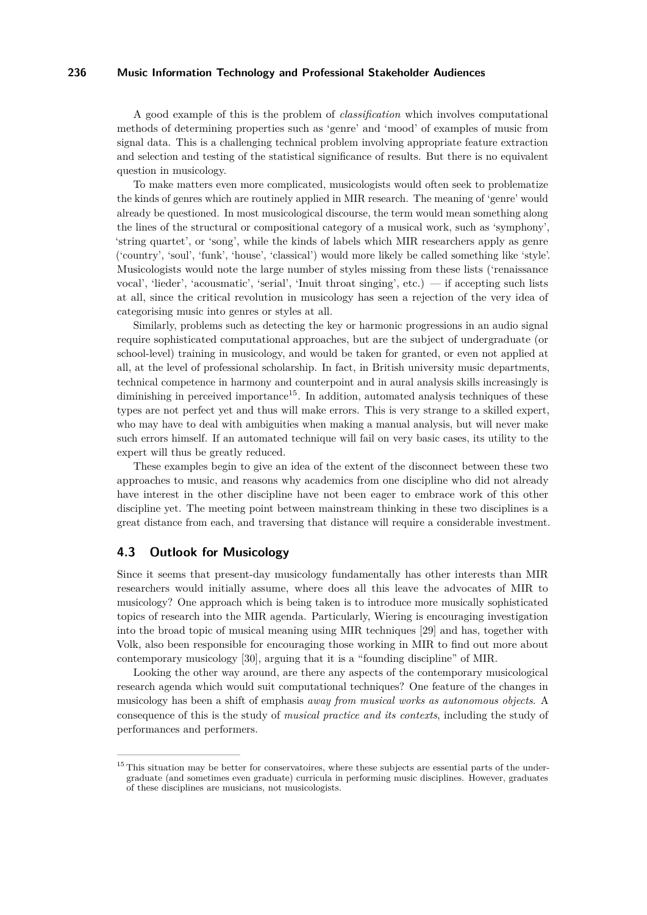A good example of this is the problem of *classification* which involves computational methods of determining properties such as 'genre' and 'mood' of examples of music from signal data. This is a challenging technical problem involving appropriate feature extraction and selection and testing of the statistical significance of results. But there is no equivalent question in musicology.

To make matters even more complicated, musicologists would often seek to problematize the kinds of genres which are routinely applied in MIR research. The meaning of 'genre' would already be questioned. In most musicological discourse, the term would mean something along the lines of the structural or compositional category of a musical work, such as 'symphony', 'string quartet', or 'song', while the kinds of labels which MIR researchers apply as genre ('country', 'soul', 'funk', 'house', 'classical') would more likely be called something like 'style'. Musicologists would note the large number of styles missing from these lists ('renaissance vocal', 'lieder', 'acousmatic', 'serial', 'Inuit throat singing', etc.) — if accepting such lists at all, since the critical revolution in musicology has seen a rejection of the very idea of categorising music into genres or styles at all.

Similarly, problems such as detecting the key or harmonic progressions in an audio signal require sophisticated computational approaches, but are the subject of undergraduate (or school-level) training in musicology, and would be taken for granted, or even not applied at all, at the level of professional scholarship. In fact, in British university music departments, technical competence in harmony and counterpoint and in aural analysis skills increasingly is diminishing in perceived importance[15]. In addition, automated analysis techniques of these types are not perfect yet and thus will make errors. This is very strange to a skilled expert, who may have to deal with ambiguities when making a manual analysis, but will never make such errors himself. If an automated technique will fail on very basic cases, its utility to the expert will thus be greatly reduced.

These examples begin to give an idea of the extent of the disconnect between these two approaches to music, and reasons why academics from one discipline who did not already have interest in the other discipline have not been eager to embrace work of this other discipline yet. The meeting point between mainstream thinking in these two disciplines is a great distance from each, and traversing that distance will require a considerable investment.

### 4.3 Outlook for Musicology

Since it seems that present-day musicology fundamentally has other interests than MIR researchers would initially assume, where does all this leave the advocates of MIR to musicology? One approach which is being taken is to introduce more musically sophisticated topics of research into the MIR agenda. Particularly, Wiering is encouraging investigation into the broad topic of musical meaning using MIR techniques [29] and has, together with Volk, also been responsible for encouraging those working in MIR to find out more about contemporary musicology [30], arguing that it is a "founding discipline" of MIR.

Looking the other way around, are there any aspects of the contemporary musicological research agenda which would suit computational techniques? One feature of the changes in musicology has been a shift of emphasis *away from musical works as autonomous objects*. A consequence of this is the study of *musical practice and its contexts*, including the study of performances and performers.

---

[15] This situation may be better for conservatoires, where these subjects are essential parts of the undergraduate (and sometimes even graduate) curricula in performing music disciplines. However, graduates of these disciplines are musicians, not musicologists.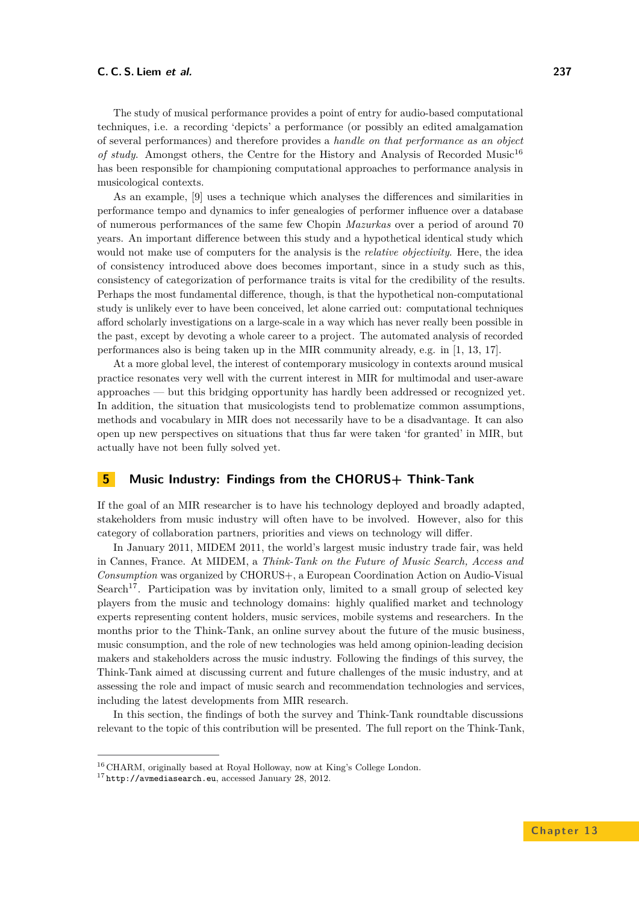The study of musical performance provides a point of entry for audio-based computational techniques, i.e. a recording 'depicts' a performance (or possibly an edited amalgamation of several performances) and therefore provides a *handle on that performance as an object of study*. Amongst others, the Centre for the History and Analysis of Recorded Music[16] has been responsible for championing computational approaches to performance analysis in musicological contexts.

As an example, [9] uses a technique which analyses the differences and similarities in performance tempo and dynamics to infer genealogies of performer influence over a database of numerous performances of the same few Chopin *Mazurkas* over a period of around 70 years. An important difference between this study and a hypothetical identical study which would not make use of computers for the analysis is the *relative objectivity*. Here, the idea of consistency introduced above does becomes important, since in a study such as this, consistency of categorization of performance traits is vital for the credibility of the results. Perhaps the most fundamental difference, though, is that the hypothetical non-computational study is unlikely ever to have been conceived, let alone carried out: computational techniques afford scholarly investigations on a large-scale in a way which has never really been possible in the past, except by devoting a whole career to a project. The automated analysis of recorded performances also is being taken up in the MIR community already, e.g. in [1, 13, 17].

At a more global level, the interest of contemporary musicology in contexts around musical practice resonates very well with the current interest in MIR for multimodal and user-aware approaches — but this bridging opportunity has hardly been addressed or recognized yet. In addition, the situation that musicologists tend to problematize common assumptions, methods and vocabulary in MIR does not necessarily have to be a disadvantage. It can also open up new perspectives on situations that thus far were taken 'for granted' in MIR, but actually have not been fully solved yet.

## 5 Music Industry: Findings from the CHORUS+ Think-Tank

If the goal of an MIR researcher is to have his technology deployed and broadly adapted, stakeholders from music industry will often have to be involved. However, also for this category of collaboration partners, priorities and views on technology will differ.

In January 2011, MIDEM 2011, the world's largest music industry trade fair, was held in Cannes, France. At MIDEM, a *Think-Tank on the Future of Music Search, Access and Consumption* was organized by CHORUS+, a European Coordination Action on Audio-Visual Search[17]. Participation was by invitation only, limited to a small group of selected key players from the music and technology domains: highly qualified market and technology experts representing content holders, music services, mobile systems and researchers. In the months prior to the Think-Tank, an online survey about the future of the music business, music consumption, and the role of new technologies was held among opinion-leading decision makers and stakeholders across the music industry. Following the findings of this survey, the Think-Tank aimed at discussing current and future challenges of the music industry, and at assessing the role and impact of music search and recommendation technologies and services, including the latest developments from MIR research.

In this section, the findings of both the survey and Think-Tank roundtable discussions relevant to the topic of this contribution will be presented. The full report on the Think-Tank,

---

[16] CHARM, originally based at Royal Holloway, now at King's College London.

[17] `http://avmediasearch.eu`, accessed January 28, 2012.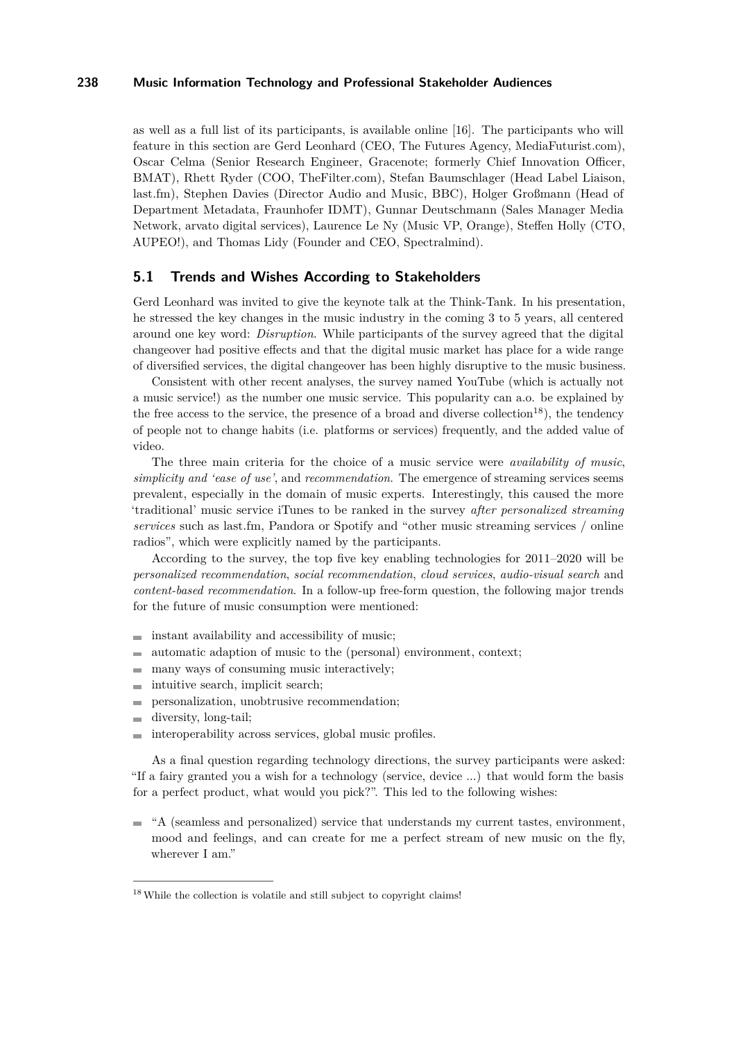as well as a full list of its participants, is available online [16]. The participants who will feature in this section are Gerd Leonhard (CEO, The Futures Agency, MediaFuturist.com), Oscar Celma (Senior Research Engineer, Gracenote; formerly Chief Innovation Officer, BMAT), Rhett Ryder (COO, TheFilter.com), Stefan Baumschlager (Head Label Liaison, last.fm), Stephen Davies (Director Audio and Music, BBC), Holger Großmann (Head of Department Metadata, Fraunhofer IDMT), Gunnar Deutschmann (Sales Manager Media Network, arvato digital services), Laurence Le Ny (Music VP, Orange), Steffen Holly (CTO, AUPEO!), and Thomas Lidy (Founder and CEO, Spectralmind).

## 5.1 Trends and Wishes According to Stakeholders

Gerd Leonhard was invited to give the keynote talk at the Think-Tank. In his presentation, he stressed the key changes in the music industry in the coming 3 to 5 years, all centered around one key word: *Disruption*. While participants of the survey agreed that the digital changeover had positive effects and that the digital music market has place for a wide range of diversified services, the digital changeover has been highly disruptive to the music business.

Consistent with other recent analyses, the survey named YouTube (which is actually not a music service!) as the number one music service. This popularity can a.o. be explained by the free access to the service, the presence of a broad and diverse collection[18]), the tendency of people not to change habits (i.e. platforms or services) frequently, and the added value of video.

The three main criteria for the choice of a music service were *availability of music*, *simplicity and 'ease of use'*, and *recommendation*. The emergence of streaming services seems prevalent, especially in the domain of music experts. Interestingly, this caused the more 'traditional' music service iTunes to be ranked in the survey *after personalized streaming services* such as last.fm, Pandora or Spotify and "other music streaming services / online radios", which were explicitly named by the participants.

According to the survey, the top five key enabling technologies for 2011–2020 will be *personalized recommendation*, *social recommendation*, *cloud services*, *audio-visual search* and *content-based recommendation*. In a follow-up free-form question, the following major trends for the future of music consumption were mentioned:

- instant availability and accessibility of music;
- automatic adaption of music to the (personal) environment, context;
- many ways of consuming music interactively;
- intuitive search, implicit search;
- personalization, unobtrusive recommendation;
- diversity, long-tail;
- interoperability across services, global music profiles.

As a final question regarding technology directions, the survey participants were asked: "If a fairy granted you a wish for a technology (service, device ...) that would form the basis for a perfect product, what would you pick?". This led to the following wishes:

- "A (seamless and personalized) service that understands my current tastes, environment, mood and feelings, and can create for me a perfect stream of new music on the fly, wherever I am."

[18] While the collection is volatile and still subject to copyright claims!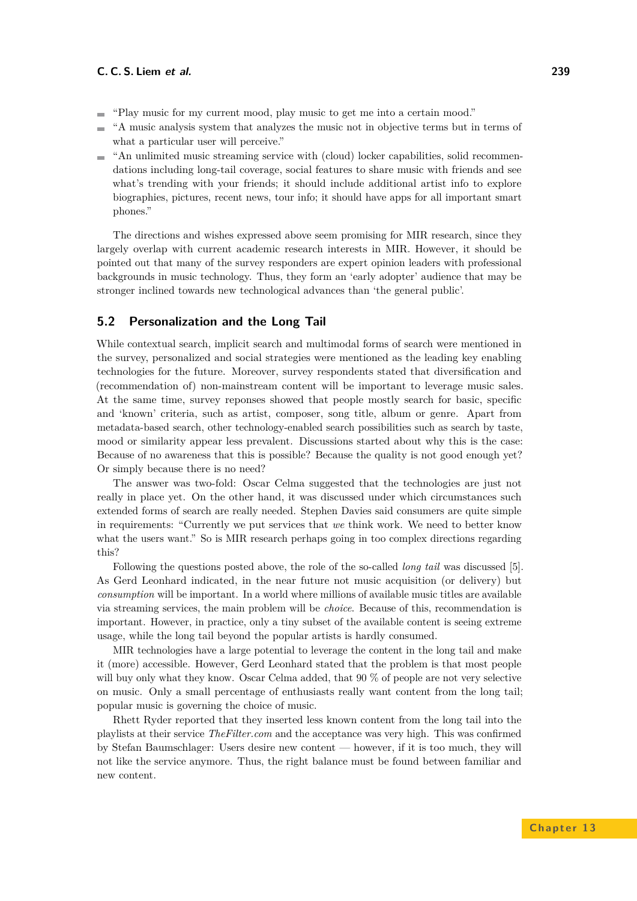- "Play music for my current mood, play music to get me into a certain mood."
- "A music analysis system that analyzes the music not in objective terms but in terms of what a particular user will perceive."
- "An unlimited music streaming service with (cloud) locker capabilities, solid recommendations including long-tail coverage, social features to share music with friends and see what's trending with your friends; it should include additional artist info to explore biographies, pictures, recent news, tour info; it should have apps for all important smart phones."

The directions and wishes expressed above seem promising for MIR research, since they largely overlap with current academic research interests in MIR. However, it should be pointed out that many of the survey responders are expert opinion leaders with professional backgrounds in music technology. Thus, they form an 'early adopter' audience that may be stronger inclined towards new technological advances than 'the general public'.

## 5.2 Personalization and the Long Tail

While contextual search, implicit search and multimodal forms of search were mentioned in the survey, personalized and social strategies were mentioned as the leading key enabling technologies for the future. Moreover, survey respondents stated that diversification and (recommendation of) non-mainstream content will be important to leverage music sales. At the same time, survey reponses showed that people mostly search for basic, specific and 'known' criteria, such as artist, composer, song title, album or genre. Apart from metadata-based search, other technology-enabled search possibilities such as search by taste, mood or similarity appear less prevalent. Discussions started about why this is the case: Because of no awareness that this is possible? Because the quality is not good enough yet? Or simply because there is no need?

The answer was two-fold: Oscar Celma suggested that the technologies are just not really in place yet. On the other hand, it was discussed under which circumstances such extended forms of search are really needed. Stephen Davies said consumers are quite simple in requirements: "Currently we put services that *we* think work. We need to better know what the users want." So is MIR research perhaps going in too complex directions regarding this?

Following the questions posted above, the role of the so-called *long tail* was discussed [5]. As Gerd Leonhard indicated, in the near future not music acquisition (or delivery) but *consumption* will be important. In a world where millions of available music titles are available via streaming services, the main problem will be *choice*. Because of this, recommendation is important. However, in practice, only a tiny subset of the available content is seeing extreme usage, while the long tail beyond the popular artists is hardly consumed.

MIR technologies have a large potential to leverage the content in the long tail and make it (more) accessible. However, Gerd Leonhard stated that the problem is that most people will buy only what they know. Oscar Celma added, that 90 % of people are not very selective on music. Only a small percentage of enthusiasts really want content from the long tail; popular music is governing the choice of music.

Rhett Ryder reported that they inserted less known content from the long tail into the playlists at their service *TheFilter.com* and the acceptance was very high. This was confirmed by Stefan Baumschlager: Users desire new content — however, if it is too much, they will not like the service anymore. Thus, the right balance must be found between familiar and new content.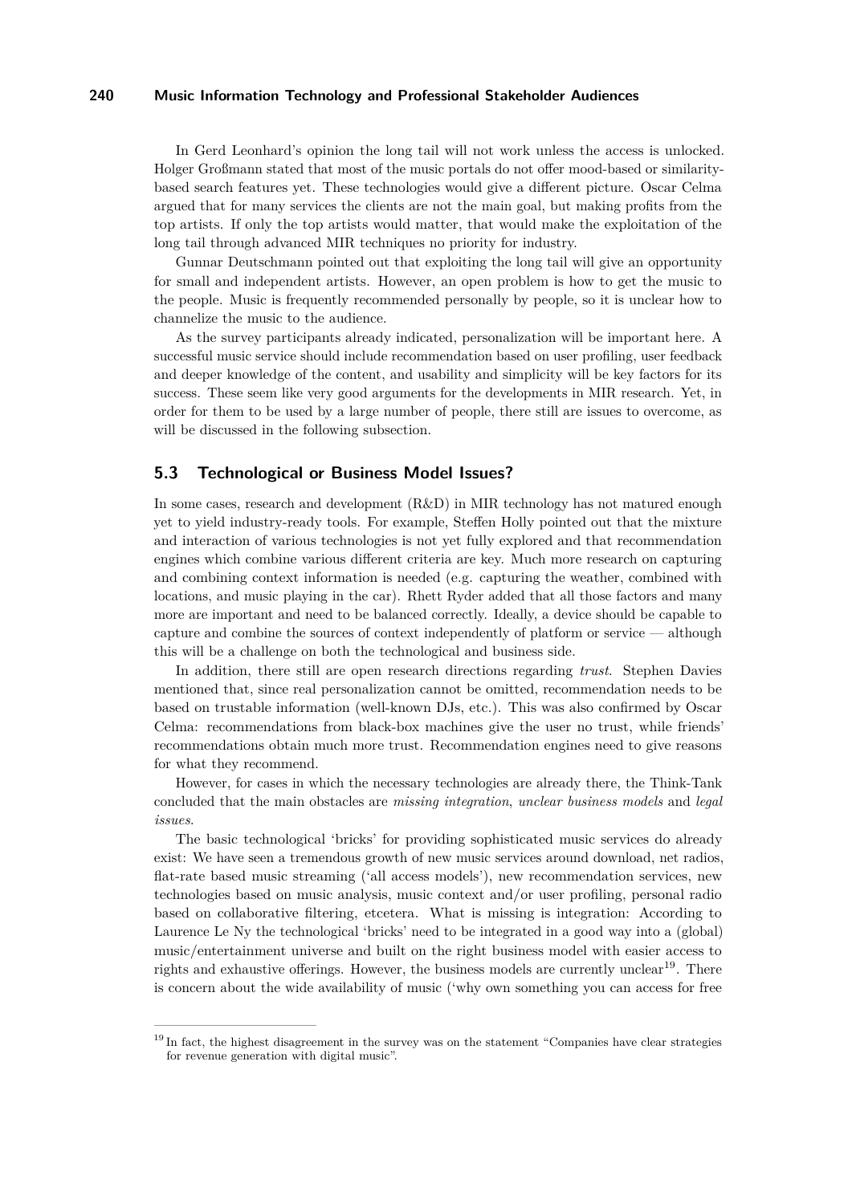In Gerd Leonhard's opinion the long tail will not work unless the access is unlocked. Holger Großmann stated that most of the music portals do not offer mood-based or similarity-based search features yet. These technologies would give a different picture. Oscar Celma argued that for many services the clients are not the main goal, but making profits from the top artists. If only the top artists would matter, that would make the exploitation of the long tail through advanced MIR techniques no priority for industry.

Gunnar Deutschmann pointed out that exploiting the long tail will give an opportunity for small and independent artists. However, an open problem is how to get the music to the people. Music is frequently recommended personally by people, so it is unclear how to channelize the music to the audience.

As the survey participants already indicated, personalization will be important here. A successful music service should include recommendation based on user profiling, user feedback and deeper knowledge of the content, and usability and simplicity will be key factors for its success. These seem like very good arguments for the developments in MIR research. Yet, in order for them to be used by a large number of people, there still are issues to overcome, as will be discussed in the following subsection.

### 5.3 Technological or Business Model Issues?

In some cases, research and development (R&D) in MIR technology has not matured enough yet to yield industry-ready tools. For example, Steffen Holly pointed out that the mixture and interaction of various technologies is not yet fully explored and that recommendation engines which combine various different criteria are key. Much more research on capturing and combining context information is needed (e.g. capturing the weather, combined with locations, and music playing in the car). Rhett Ryder added that all those factors and many more are important and need to be balanced correctly. Ideally, a device should be capable to capture and combine the sources of context independently of platform or service — although this will be a challenge on both the technological and business side.

In addition, there still are open research directions regarding *trust*. Stephen Davies mentioned that, since real personalization cannot be omitted, recommendation needs to be based on trustable information (well-known DJs, etc.). This was also confirmed by Oscar Celma: recommendations from black-box machines give the user no trust, while friends' recommendations obtain much more trust. Recommendation engines need to give reasons for what they recommend.

However, for cases in which the necessary technologies are already there, the Think-Tank concluded that the main obstacles are *missing integration*, *unclear business models* and *legal issues*.

The basic technological 'bricks' for providing sophisticated music services do already exist: We have seen a tremendous growth of new music services around download, net radios, flat-rate based music streaming ('all access models'), new recommendation services, new technologies based on music analysis, music context and/or user profiling, personal radio based on collaborative filtering, etcetera. What is missing is integration: According to Laurence Le Ny the technological 'bricks' need to be integrated in a good way into a (global) music/entertainment universe and built on the right business model with easier access to rights and exhaustive offerings. However, the business models are currently unclear[19]. There is concern about the wide availability of music ('why own something you can access for free

[19] In fact, the highest disagreement in the survey was on the statement "Companies have clear strategies for revenue generation with digital music".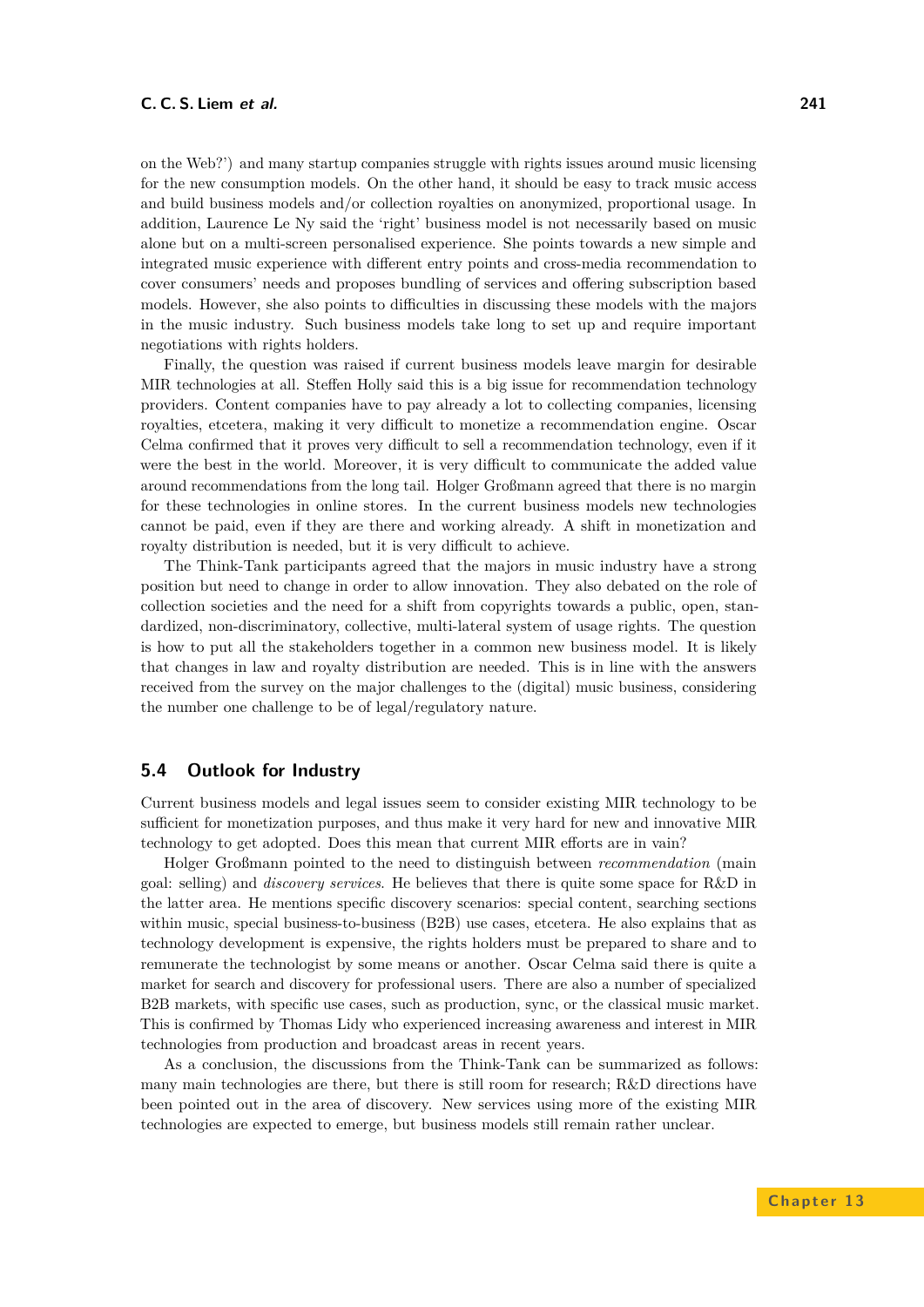on the Web?') and many startup companies struggle with rights issues around music licensing for the new consumption models. On the other hand, it should be easy to track music access and build business models and/or collection royalties on anonymized, proportional usage. In addition, Laurence Le Ny said the 'right' business model is not necessarily based on music alone but on a multi-screen personalised experience. She points towards a new simple and integrated music experience with different entry points and cross-media recommendation to cover consumers' needs and proposes bundling of services and offering subscription based models. However, she also points to difficulties in discussing these models with the majors in the music industry. Such business models take long to set up and require important negotiations with rights holders.

Finally, the question was raised if current business models leave margin for desirable MIR technologies at all. Steffen Holly said this is a big issue for recommendation technology providers. Content companies have to pay already a lot to collecting companies, licensing royalties, etcetera, making it very difficult to monetize a recommendation engine. Oscar Celma confirmed that it proves very difficult to sell a recommendation technology, even if it were the best in the world. Moreover, it is very difficult to communicate the added value around recommendations from the long tail. Holger Großmann agreed that there is no margin for these technologies in online stores. In the current business models new technologies cannot be paid, even if they are there and working already. A shift in monetization and royalty distribution is needed, but it is very difficult to achieve.

The Think-Tank participants agreed that the majors in music industry have a strong position but need to change in order to allow innovation. They also debated on the role of collection societies and the need for a shift from copyrights towards a public, open, standardized, non-discriminatory, collective, multi-lateral system of usage rights. The question is how to put all the stakeholders together in a common new business model. It is likely that changes in law and royalty distribution are needed. This is in line with the answers received from the survey on the major challenges to the (digital) music business, considering the number one challenge to be of legal/regulatory nature.

## 5.4 Outlook for Industry

Current business models and legal issues seem to consider existing MIR technology to be sufficient for monetization purposes, and thus make it very hard for new and innovative MIR technology to get adopted. Does this mean that current MIR efforts are in vain?

Holger Großmann pointed to the need to distinguish between *recommendation* (main goal: selling) and *discovery services*. He believes that there is quite some space for R&D in the latter area. He mentions specific discovery scenarios: special content, searching sections within music, special business-to-business (B2B) use cases, etcetera. He also explains that as technology development is expensive, the rights holders must be prepared to share and to remunerate the technologist by some means or another. Oscar Celma said there is quite a market for search and discovery for professional users. There are also a number of specialized B2B markets, with specific use cases, such as production, sync, or the classical music market. This is confirmed by Thomas Lidy who experienced increasing awareness and interest in MIR technologies from production and broadcast areas in recent years.

As a conclusion, the discussions from the Think-Tank can be summarized as follows: many main technologies are there, but there is still room for research; R&D directions have been pointed out in the area of discovery. New services using more of the existing MIR technologies are expected to emerge, but business models still remain rather unclear.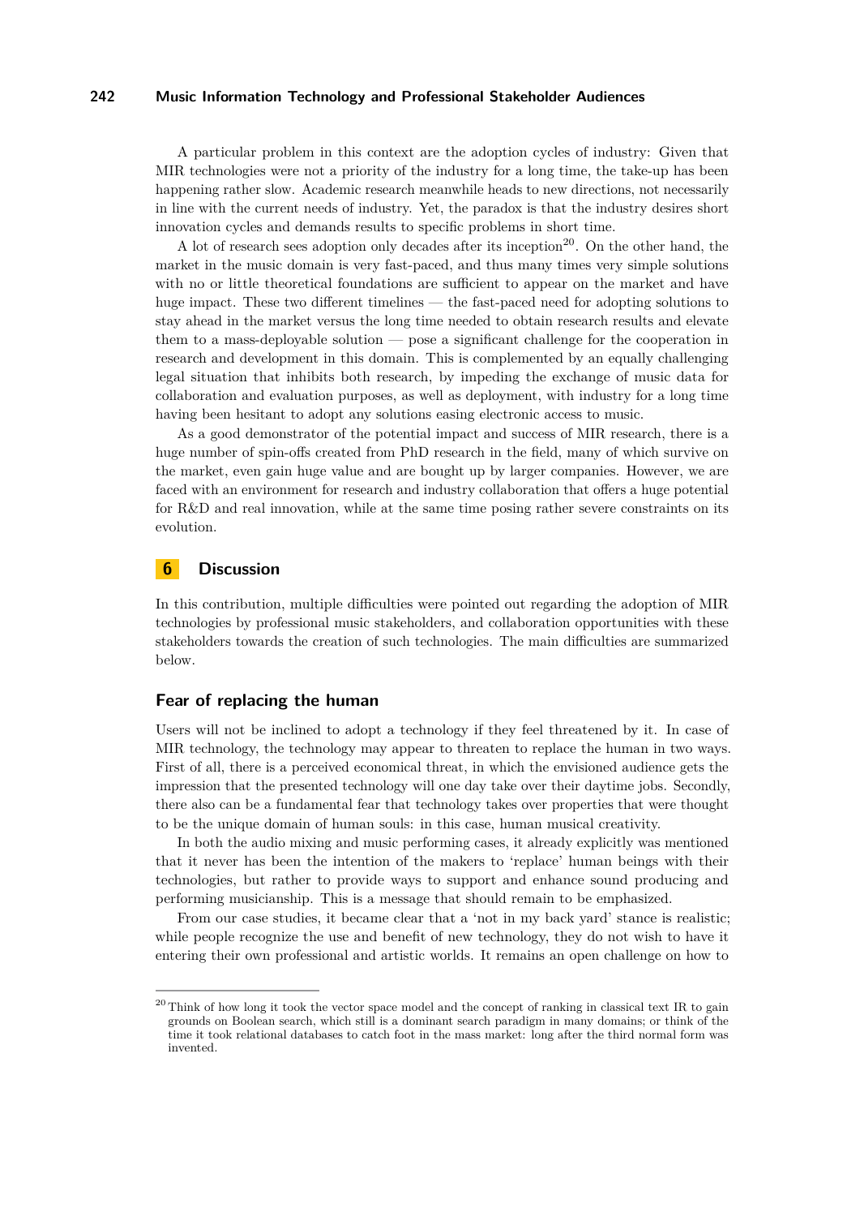A particular problem in this context are the adoption cycles of industry: Given that MIR technologies were not a priority of the industry for a long time, the take-up has been happening rather slow. Academic research meanwhile heads to new directions, not necessarily in line with the current needs of industry. Yet, the paradox is that the industry desires short innovation cycles and demands results to specific problems in short time.

A lot of research sees adoption only decades after its inception[20]. On the other hand, the market in the music domain is very fast-paced, and thus many times very simple solutions with no or little theoretical foundations are sufficient to appear on the market and have huge impact. These two different timelines — the fast-paced need for adopting solutions to stay ahead in the market versus the long time needed to obtain research results and elevate them to a mass-deployable solution — pose a significant challenge for the cooperation in research and development in this domain. This is complemented by an equally challenging legal situation that inhibits both research, by impeding the exchange of music data for collaboration and evaluation purposes, as well as deployment, with industry for a long time having been hesitant to adopt any solutions easing electronic access to music.

As a good demonstrator of the potential impact and success of MIR research, there is a huge number of spin-offs created from PhD research in the field, many of which survive on the market, even gain huge value and are bought up by larger companies. However, we are faced with an environment for research and industry collaboration that offers a huge potential for R&D and real innovation, while at the same time posing rather severe constraints on its evolution.

## 6 Discussion

In this contribution, multiple difficulties were pointed out regarding the adoption of MIR technologies by professional music stakeholders, and collaboration opportunities with these stakeholders towards the creation of such technologies. The main difficulties are summarized below.

### Fear of replacing the human

Users will not be inclined to adopt a technology if they feel threatened by it. In case of MIR technology, the technology may appear to threaten to replace the human in two ways. First of all, there is a perceived economical threat, in which the envisioned audience gets the impression that the presented technology will one day take over their daytime jobs. Secondly, there also can be a fundamental fear that technology takes over properties that were thought to be the unique domain of human souls: in this case, human musical creativity.

In both the audio mixing and music performing cases, it already explicitly was mentioned that it never has been the intention of the makers to 'replace' human beings with their technologies, but rather to provide ways to support and enhance sound producing and performing musicianship. This is a message that should remain to be emphasized.

From our case studies, it became clear that a 'not in my back yard' stance is realistic; while people recognize the use and benefit of new technology, they do not wish to have it entering their own professional and artistic worlds. It remains an open challenge on how to

[20] Think of how long it took the vector space model and the concept of ranking in classical text IR to gain grounds on Boolean search, which still is a dominant search paradigm in many domains; or think of the time it took relational databases to catch foot in the mass market: long after the third normal form was invented.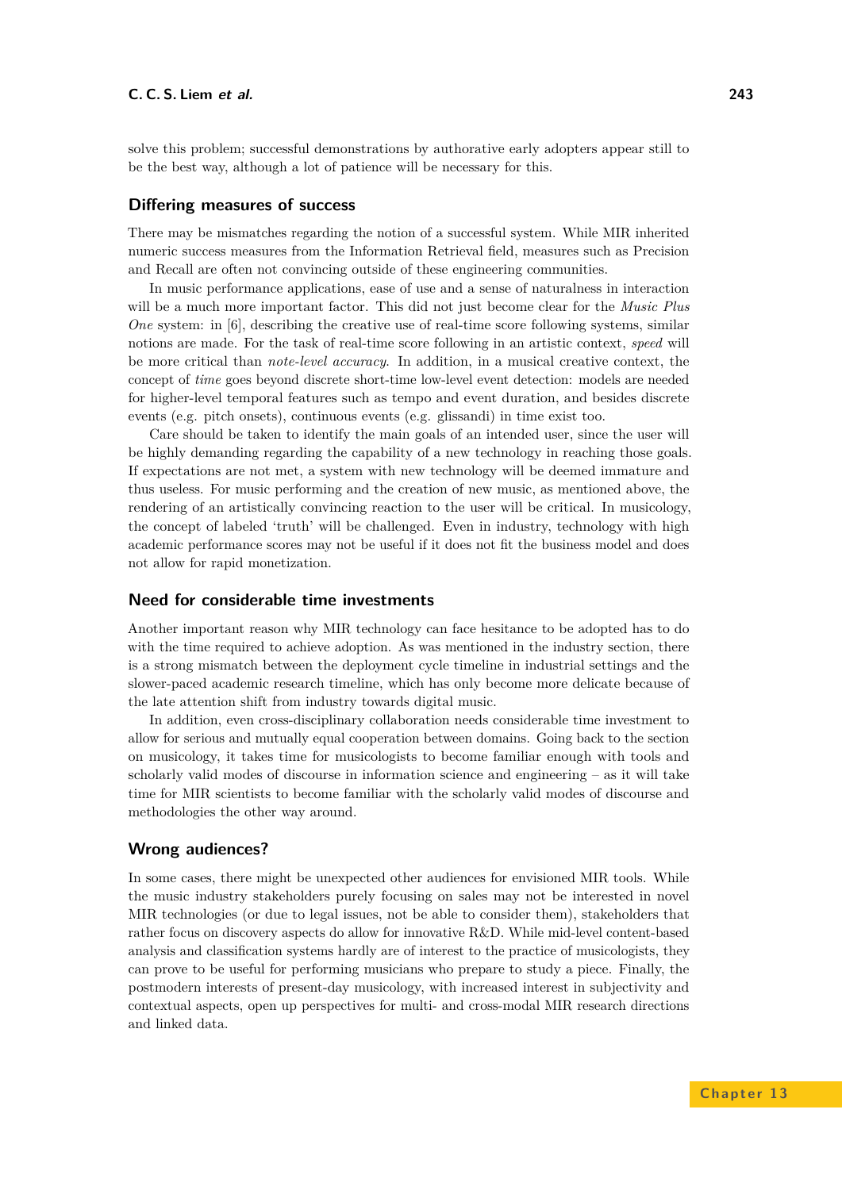solve this problem; successful demonstrations by authorative early adopters appear still to be the best way, although a lot of patience will be necessary for this.

### Differing measures of success

There may be mismatches regarding the notion of a successful system. While MIR inherited numeric success measures from the Information Retrieval field, measures such as Precision and Recall are often not convincing outside of these engineering communities.

In music performance applications, ease of use and a sense of naturalness in interaction will be a much more important factor. This did not just become clear for the *Music Plus One* system: in [6], describing the creative use of real-time score following systems, similar notions are made. For the task of real-time score following in an artistic context, *speed* will be more critical than *note-level accuracy*. In addition, in a musical creative context, the concept of *time* goes beyond discrete short-time low-level event detection: models are needed for higher-level temporal features such as tempo and event duration, and besides discrete events (e.g. pitch onsets), continuous events (e.g. glissandi) in time exist too.

Care should be taken to identify the main goals of an intended user, since the user will be highly demanding regarding the capability of a new technology in reaching those goals. If expectations are not met, a system with new technology will be deemed immature and thus useless. For music performing and the creation of new music, as mentioned above, the rendering of an artistically convincing reaction to the user will be critical. In musicology, the concept of labeled 'truth' will be challenged. Even in industry, technology with high academic performance scores may not be useful if it does not fit the business model and does not allow for rapid monetization.

### Need for considerable time investments

Another important reason why MIR technology can face hesitance to be adopted has to do with the time required to achieve adoption. As was mentioned in the industry section, there is a strong mismatch between the deployment cycle timeline in industrial settings and the slower-paced academic research timeline, which has only become more delicate because of the late attention shift from industry towards digital music.

In addition, even cross-disciplinary collaboration needs considerable time investment to allow for serious and mutually equal cooperation between domains. Going back to the section on musicology, it takes time for musicologists to become familiar enough with tools and scholarly valid modes of discourse in information science and engineering – as it will take time for MIR scientists to become familiar with the scholarly valid modes of discourse and methodologies the other way around.

### Wrong audiences?

In some cases, there might be unexpected other audiences for envisioned MIR tools. While the music industry stakeholders purely focusing on sales may not be interested in novel MIR technologies (or due to legal issues, not be able to consider them), stakeholders that rather focus on discovery aspects do allow for innovative R&D. While mid-level content-based analysis and classification systems hardly are of interest to the practice of musicologists, they can prove to be useful for performing musicians who prepare to study a piece. Finally, the postmodern interests of present-day musicology, with increased interest in subjectivity and contextual aspects, open up perspectives for multi- and cross-modal MIR research directions and linked data.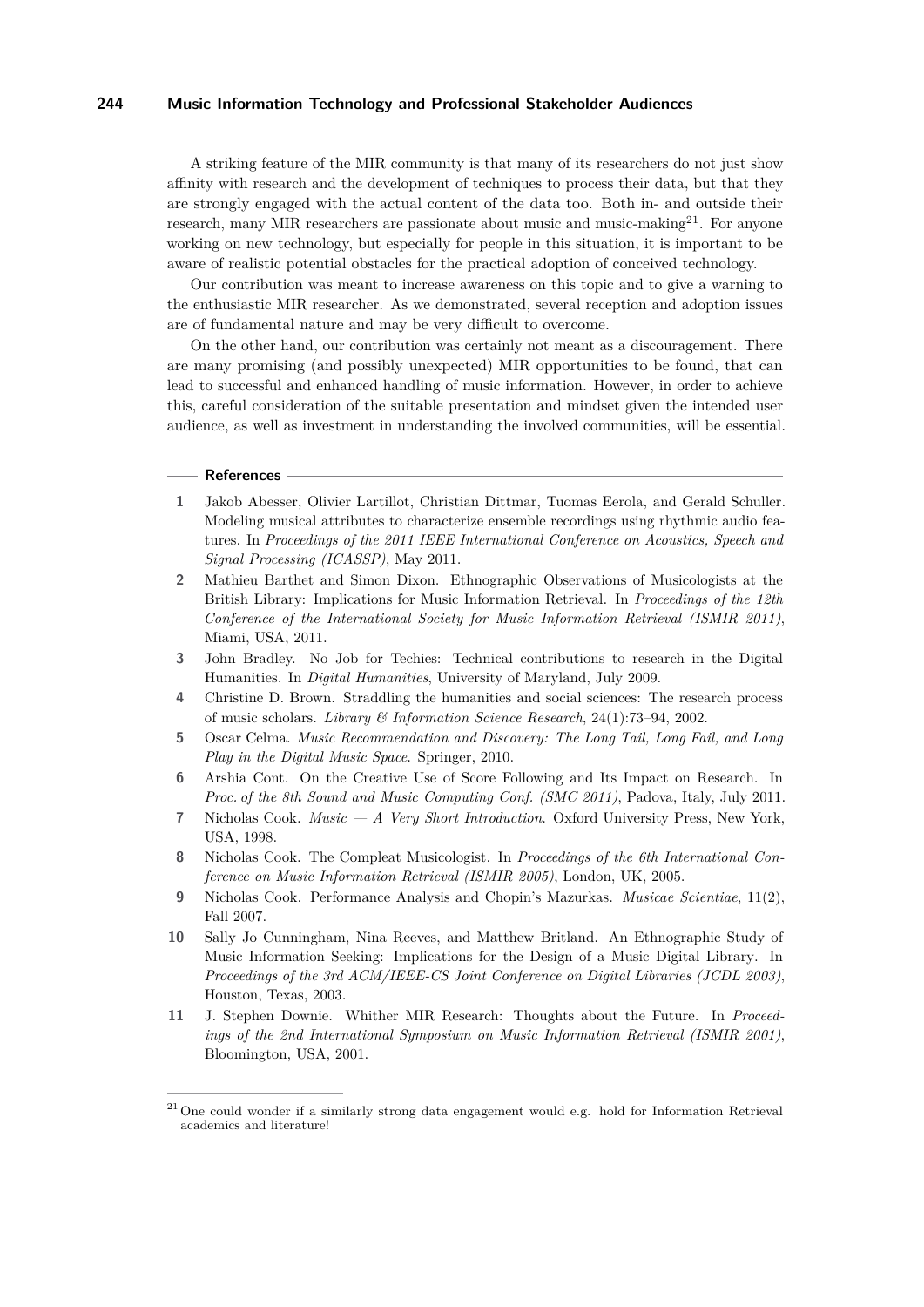A striking feature of the MIR community is that many of its researchers do not just show affinity with research and the development of techniques to process their data, but that they are strongly engaged with the actual content of the data too. Both in- and outside their research, many MIR researchers are passionate about music and music-making[21]. For anyone working on new technology, but especially for people in this situation, it is important to be aware of realistic potential obstacles for the practical adoption of conceived technology.

Our contribution was meant to increase awareness on this topic and to give a warning to the enthusiastic MIR researcher. As we demonstrated, several reception and adoption issues are of fundamental nature and may be very difficult to overcome.

On the other hand, our contribution was certainly not meant as a discouragement. There are many promising (and possibly unexpected) MIR opportunities to be found, that can lead to successful and enhanced handling of music information. However, in order to achieve this, careful consideration of the suitable presentation and mindset given the intended user audience, as well as investment in understanding the involved communities, will be essential.

## References

1. Jakob Abesser, Olivier Lartillot, Christian Dittmar, Tuomas Eerola, and Gerald Schuller. Modeling musical attributes to characterize ensemble recordings using rhythmic audio features. In *Proceedings of the 2011 IEEE International Conference on Acoustics, Speech and Signal Processing (ICASSP)*, May 2011.
2. Mathieu Barthet and Simon Dixon. Ethnographic Observations of Musicologists at the British Library: Implications for Music Information Retrieval. In *Proceedings of the 12th Conference of the International Society for Music Information Retrieval (ISMIR 2011)*, Miami, USA, 2011.
3. John Bradley. No Job for Techies: Technical contributions to research in the Digital Humanities. In *Digital Humanities*, University of Maryland, July 2009.
4. Christine D. Brown. Straddling the humanities and social sciences: The research process of music scholars. *Library & Information Science Research*, 24(1):73–94, 2002.
5. Oscar Celma. *Music Recommendation and Discovery: The Long Tail, Long Fail, and Long Play in the Digital Music Space*. Springer, 2010.
6. Arshia Cont. On the Creative Use of Score Following and Its Impact on Research. In *Proc. of the 8th Sound and Music Computing Conf. (SMC 2011)*, Padova, Italy, July 2011.
7. Nicholas Cook. *Music — A Very Short Introduction*. Oxford University Press, New York, USA, 1998.
8. Nicholas Cook. The Compleat Musicologist. In *Proceedings of the 6th International Conference on Music Information Retrieval (ISMIR 2005)*, London, UK, 2005.
9. Nicholas Cook. Performance Analysis and Chopin's Mazurkas. *Musicae Scientiae*, 11(2), Fall 2007.
10. Sally Jo Cunningham, Nina Reeves, and Matthew Britland. An Ethnographic Study of Music Information Seeking: Implications for the Design of a Music Digital Library. In *Proceedings of the 3rd ACM/IEEE-CS Joint Conference on Digital Libraries (JCDL 2003)*, Houston, Texas, 2003.
11. J. Stephen Downie. Whither MIR Research: Thoughts about the Future. In *Proceedings of the 2nd International Symposium on Music Information Retrieval (ISMIR 2001)*, Bloomington, USA, 2001.

[21] One could wonder if a similarly strong data engagement would e.g. hold for Information Retrieval academics and literature!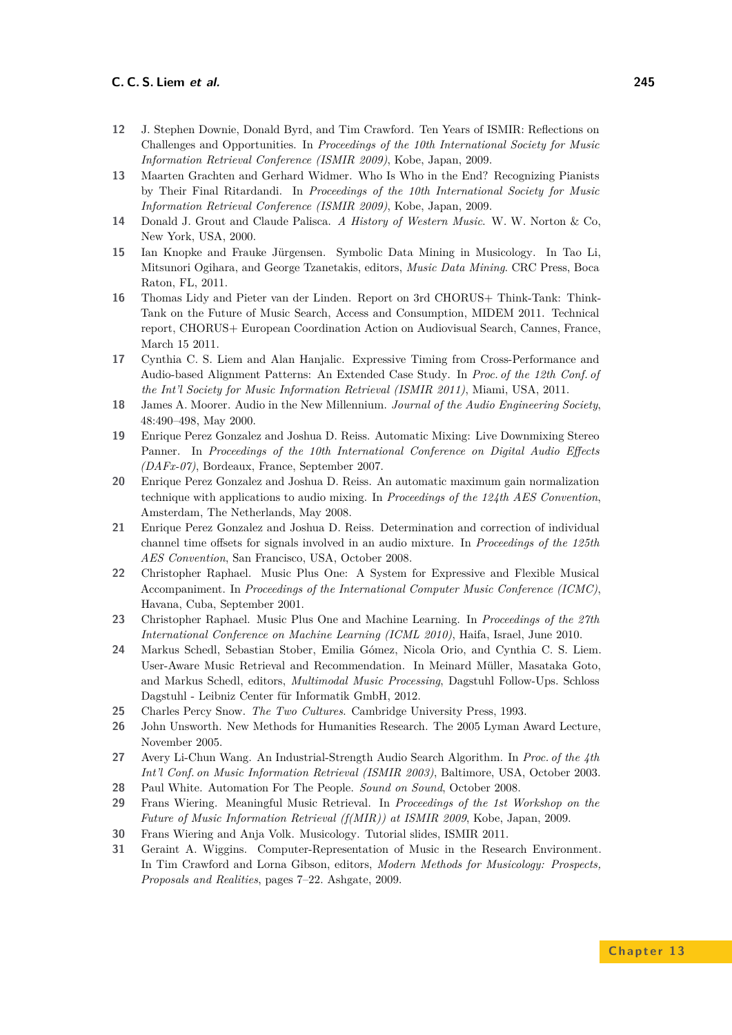**12** J. Stephen Downie, Donald Byrd, and Tim Crawford. Ten Years of ISMIR: Reflections on Challenges and Opportunities. In *Proceedings of the 10th International Society for Music Information Retrieval Conference (ISMIR 2009)*, Kobe, Japan, 2009.

**13** Maarten Grachten and Gerhard Widmer. Who Is Who in the End? Recognizing Pianists by Their Final Ritardandi. In *Proceedings of the 10th International Society for Music Information Retrieval Conference (ISMIR 2009)*, Kobe, Japan, 2009.

**14** Donald J. Grout and Claude Palisca. *A History of Western Music*. W. W. Norton & Co, New York, USA, 2000.

**15** Ian Knopke and Frauke Jürgensen. Symbolic Data Mining in Musicology. In Tao Li, Mitsunori Ogihara, and George Tzanetakis, editors, *Music Data Mining*. CRC Press, Boca Raton, FL, 2011.

**16** Thomas Lidy and Pieter van der Linden. Report on 3rd CHORUS+ Think-Tank: Think-Tank on the Future of Music Search, Access and Consumption, MIDEM 2011. Technical report, CHORUS+ European Coordination Action on Audiovisual Search, Cannes, France, March 15 2011.

**17** Cynthia C. S. Liem and Alan Hanjalic. Expressive Timing from Cross-Performance and Audio-based Alignment Patterns: An Extended Case Study. In *Proc. of the 12th Conf. of the Int'l Society for Music Information Retrieval (ISMIR 2011)*, Miami, USA, 2011.

**18** James A. Moorer. Audio in the New Millennium. *Journal of the Audio Engineering Society*, 48:490–498, May 2000.

**19** Enrique Perez Gonzalez and Joshua D. Reiss. Automatic Mixing: Live Downmixing Stereo Panner. In *Proceedings of the 10th International Conference on Digital Audio Effects (DAFx-07)*, Bordeaux, France, September 2007.

**20** Enrique Perez Gonzalez and Joshua D. Reiss. An automatic maximum gain normalization technique with applications to audio mixing. In *Proceedings of the 124th AES Convention*, Amsterdam, The Netherlands, May 2008.

**21** Enrique Perez Gonzalez and Joshua D. Reiss. Determination and correction of individual channel time offsets for signals involved in an audio mixture. In *Proceedings of the 125th AES Convention*, San Francisco, USA, October 2008.

**22** Christopher Raphael. Music Plus One: A System for Expressive and Flexible Musical Accompaniment. In *Proceedings of the International Computer Music Conference (ICMC)*, Havana, Cuba, September 2001.

**23** Christopher Raphael. Music Plus One and Machine Learning. In *Proceedings of the 27th International Conference on Machine Learning (ICML 2010)*, Haifa, Israel, June 2010.

**24** Markus Schedl, Sebastian Stober, Emilia Gómez, Nicola Orio, and Cynthia C. S. Liem. User-Aware Music Retrieval and Recommendation. In Meinard Müller, Masataka Goto, and Markus Schedl, editors, *Multimodal Music Processing*, Dagstuhl Follow-Ups. Schloss Dagstuhl - Leibniz Center für Informatik GmbH, 2012.

**25** Charles Percy Snow. *The Two Cultures*. Cambridge University Press, 1993.

**26** John Unsworth. New Methods for Humanities Research. The 2005 Lyman Award Lecture, November 2005.

**27** Avery Li-Chun Wang. An Industrial-Strength Audio Search Algorithm. In *Proc. of the 4th Int'l Conf. on Music Information Retrieval (ISMIR 2003)*, Baltimore, USA, October 2003.

**28** Paul White. Automation For The People. *Sound on Sound*, October 2008.

**29** Frans Wiering. Meaningful Music Retrieval. In *Proceedings of the 1st Workshop on the Future of Music Information Retrieval (f(MIR)) at ISMIR 2009*, Kobe, Japan, 2009.

**30** Frans Wiering and Anja Volk. Musicology. Tutorial slides, ISMIR 2011.

**31** Geraint A. Wiggins. Computer-Representation of Music in the Research Environment. In Tim Crawford and Lorna Gibson, editors, *Modern Methods for Musicology: Prospects, Proposals and Realities*, pages 7–22. Ashgate, 2009.